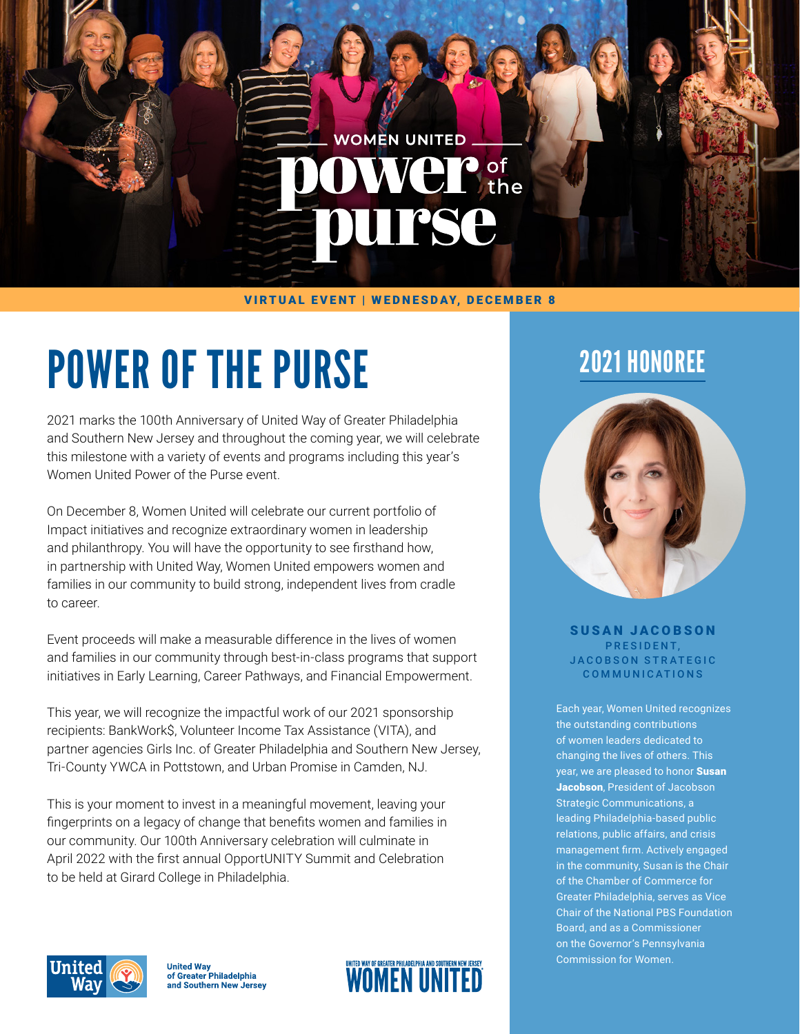WOMEN UNITED

# power of the purse

VIRTUAL EVENT | WEDNESDAY, DECEMBER 8

# POWER OF THE PURSE

2021 marks the 100th Anniversary of United Way of Greater Philadelphia and Southern New Jersey and throughout the coming year, we will celebrate this milestone with a variety of events and programs including this year's Women United Power of the Purse event.

On December 8, Women United will celebrate our current portfolio of Impact initiatives and recognize extraordinary women in leadership and philanthropy. You will have the opportunity to see firsthand how, in partnership with United Way, Women United empowers women and families in our community to build strong, independent lives from cradle to career.

Event proceeds will make a measurable difference in the lives of women and families in our community through best-in-class programs that support initiatives in Early Learning, Career Pathways, and Financial Empowerment.

This year, we will recognize the impactful work of our 2021 sponsorship recipients: BankWork$, Volunteer Income Tax Assistance (VITA), and partner agencies Girls Inc. of Greater Philadelphia and Southern New Jersey, Tri-County YWCA in Pottstown, and Urban Promise in Camden, NJ.

This is your moment to invest in a meaningful movement, leaving your fingerprints on a legacy of change that benefits women and families in our community. Our 100th Anniversary celebration will culminate in April 2022 with the first annual OpportUNITY Summit and Celebration to be held at Girard College in Philadelphia.

United Way of Greater Philadelphia and Southern New Jersey

UNITED WAY OF GREATER PHILADELPHIA AND SOUTHERN NEW JERSEY WOMEN UNITED

## 2021 HONOREE

**SUSAN JACOBSON**
PRESIDENT, JACOBSON STRATEGIC COMMUNICATIONS

Each year, Women United recognizes the outstanding contributions of women leaders dedicated to changing the lives of others. This year, we are pleased to honor **Susan Jacobson**, President of Jacobson Strategic Communications, a leading Philadelphia-based public relations, public affairs, and crisis management firm. Actively engaged in the community, Susan is the Chair of the Chamber of Commerce for Greater Philadelphia, serves as Vice Chair of the National PBS Foundation Board, and as a Commissioner on the Governor's Pennsylvania Commission for Women.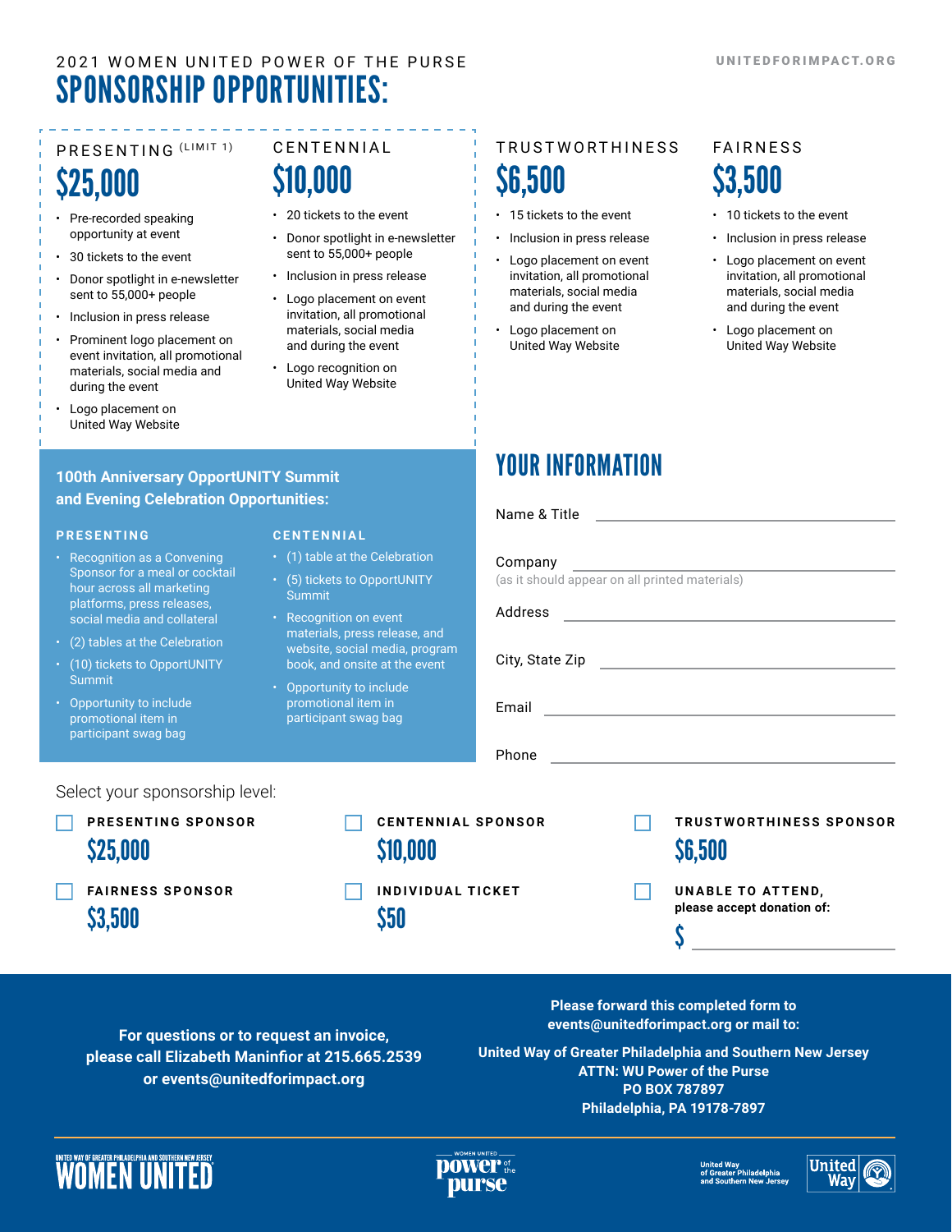2021 WOMEN UNITED POWER OF THE PURSE

# SPONSORSHIP OPPORTUNITIES:

UNITEDFORIMPACT.ORG

## PRESENTING (LIMIT 1)

### $25,000

- Pre-recorded speaking opportunity at event
- 30 tickets to the event
- Donor spotlight in e-newsletter sent to 55,000+ people
- Inclusion in press release
- Prominent logo placement on event invitation, all promotional materials, social media and during the event
- Logo placement on United Way Website

## CENTENNIAL

### $10,000

- 20 tickets to the event
- Donor spotlight in e-newsletter sent to 55,000+ people
- Inclusion in press release
- Logo placement on event invitation, all promotional materials, social media and during the event
- Logo recognition on United Way Website

## TRUSTWORTHINESS

### $6,500

- 15 tickets to the event
- Inclusion in press release
- Logo placement on event invitation, all promotional materials, social media and during the event
- Logo placement on United Way Website

## FAIRNESS

### $3,500

- 10 tickets to the event
- Inclusion in press release
- Logo placement on event invitation, all promotional materials, social media and during the event
- Logo placement on United Way Website

## 100th Anniversary OpportUNITY Summit and Evening Celebration Opportunities:

### PRESENTING

- Recognition as a Convening Sponsor for a meal or cocktail hour across all marketing platforms, press releases, social media and collateral
- (2) tables at the Celebration
- (10) tickets to OpportUNITY Summit
- Opportunity to include promotional item in participant swag bag

### CENTENNIAL

- (1) table at the Celebration
- (5) tickets to OpportUNITY Summit
- Recognition on event materials, press release, and website, social media, program book, and onsite at the event
- Opportunity to include promotional item in participant swag bag

## YOUR INFORMATION

Name & Title ______________________

Company ______________________
(as it should appear on all printed materials)

Address ______________________

City, State Zip ______________________

Email ______________________

Phone ______________________

Select your sponsorship level:

- ☐ **PRESENTING SPONSOR** $25,000
- ☐ **CENTENNIAL SPONSOR** $10,000
- ☐ **TRUSTWORTHINESS SPONSOR** $6,500
- ☐ **FAIRNESS SPONSOR** $3,500
- ☐ **INDIVIDUAL TICKET** $50
- ☐ **UNABLE TO ATTEND, please accept donation of:** $ ____________

**For questions or to request an invoice, please call Elizabeth Maninfior at 215.665.2539 or events@unitedforimpact.org**

**Please forward this completed form to events@unitedforimpact.org or mail to:**

**United Way of Greater Philadelphia and Southern New Jersey**
**ATTN: WU Power of the Purse**
**PO BOX 787897**
**Philadelphia, PA 19178-7897**

UNITED WAY OF GREATER PHILADELPHIA AND SOUTHERN NEW JERSEY WOMEN UNITED

WOMEN UNITED power of the purse

United Way of Greater Philadelphia and Southern New Jersey

United Way